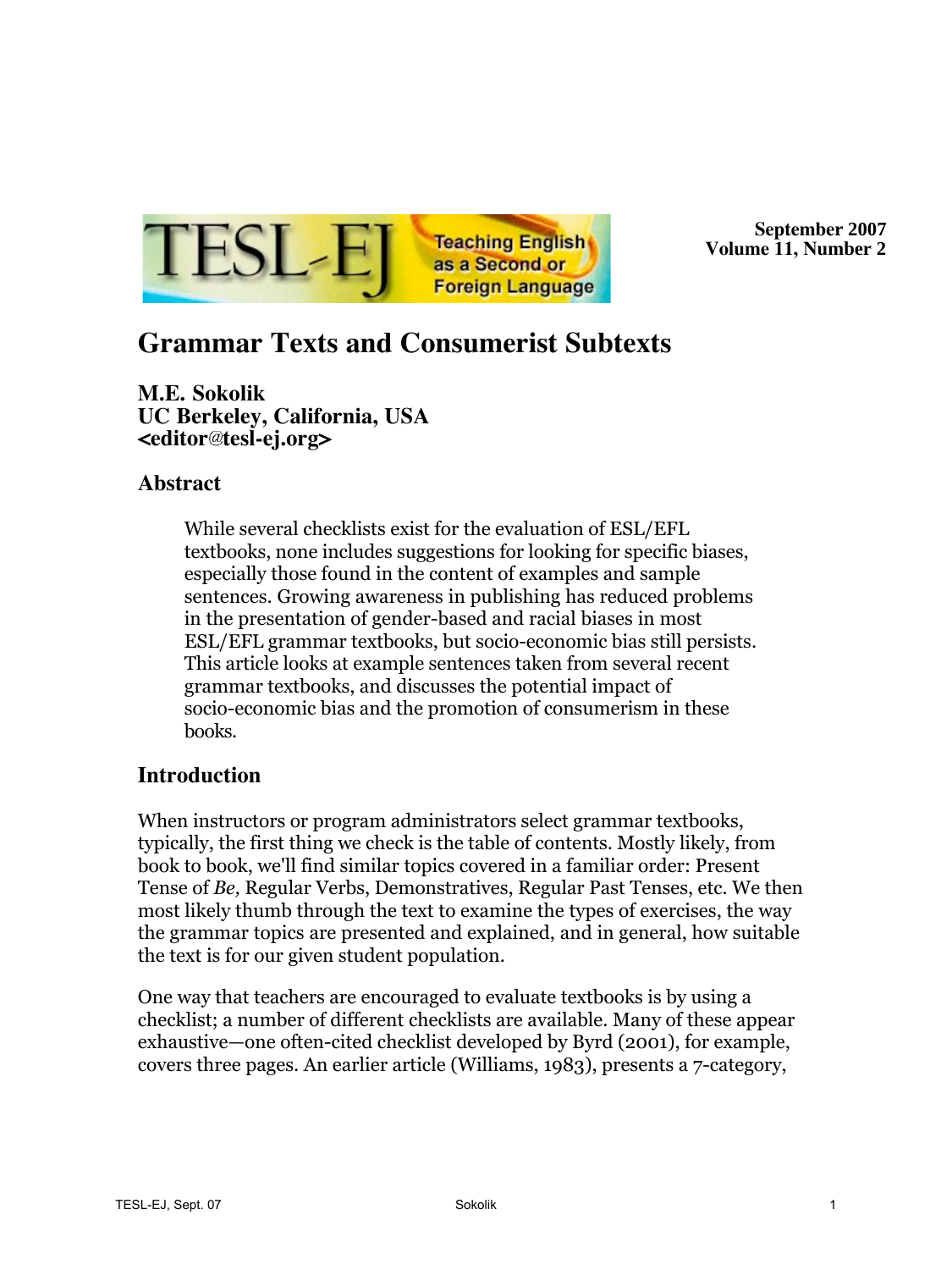September 2007
Volume 11, Number 2

# Grammar Texts and Consumerist Subtexts

**M.E. Sokolik**
**UC Berkeley, California, USA**
**<editor@tesl-ej.org>**

## Abstract

> While several checklists exist for the evaluation of ESL/EFL textbooks, none includes suggestions for looking for specific biases, especially those found in the content of examples and sample sentences. Growing awareness in publishing has reduced problems in the presentation of gender-based and racial biases in most ESL/EFL grammar textbooks, but socio-economic bias still persists. This article looks at example sentences taken from several recent grammar textbooks, and discusses the potential impact of socio-economic bias and the promotion of consumerism in these books.

## Introduction

When instructors or program administrators select grammar textbooks, typically, the first thing we check is the table of contents. Mostly likely, from book to book, we'll find similar topics covered in a familiar order: Present Tense of *Be,* Regular Verbs, Demonstratives, Regular Past Tenses, etc. We then most likely thumb through the text to examine the types of exercises, the way the grammar topics are presented and explained, and in general, how suitable the text is for our given student population.

One way that teachers are encouraged to evaluate textbooks is by using a checklist; a number of different checklists are available. Many of these appear exhaustive—one often-cited checklist developed by Byrd (2001), for example, covers three pages. An earlier article (Williams, 1983), presents a 7-category,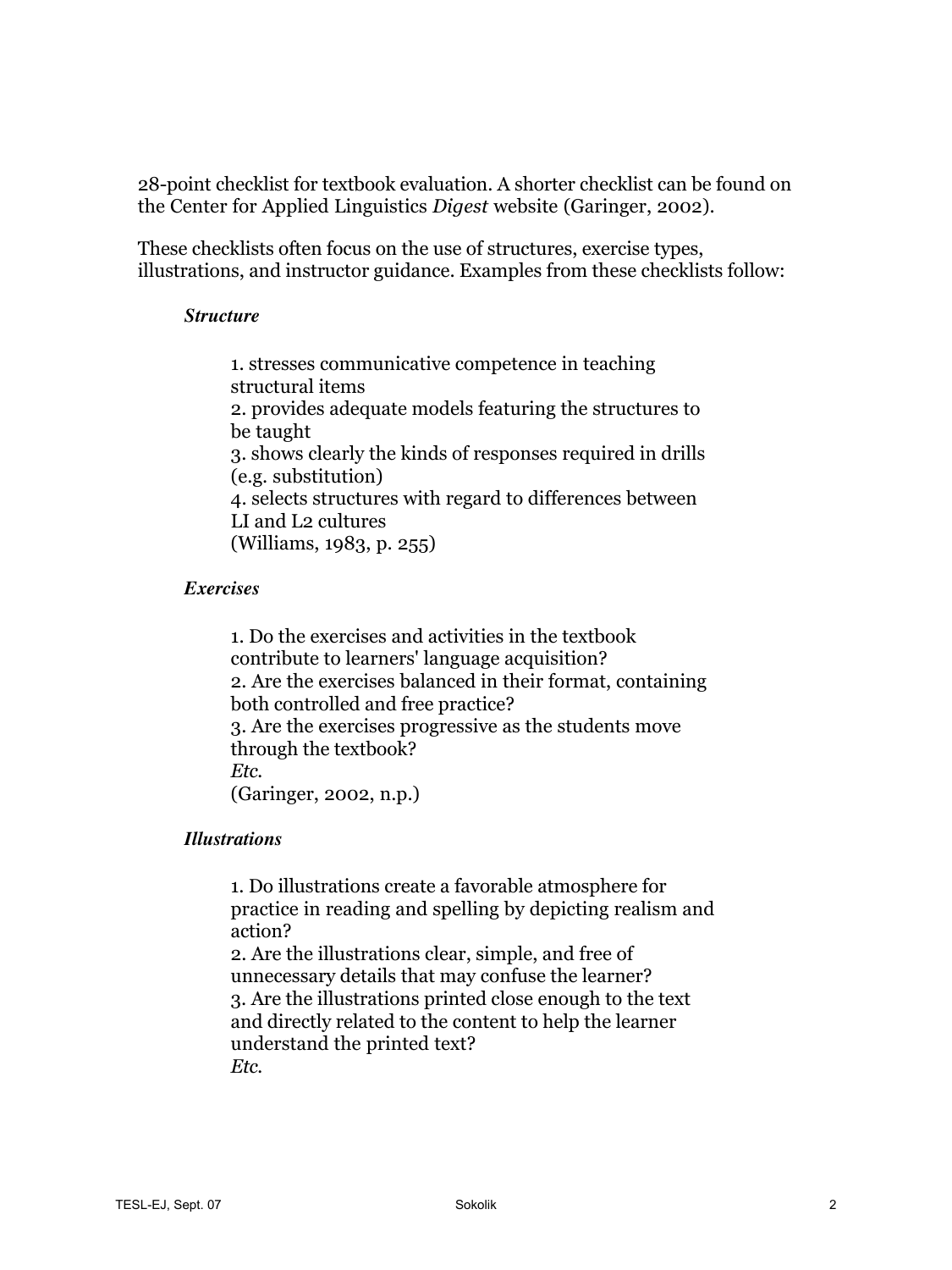28-point checklist for textbook evaluation. A shorter checklist can be found on the Center for Applied Linguistics *Digest* website (Garinger, 2002).

These checklists often focus on the use of structures, exercise types, illustrations, and instructor guidance. Examples from these checklists follow:

> ***Structure***
>
> 1. stresses communicative competence in teaching structural items
> 2. provides adequate models featuring the structures to be taught
> 3. shows clearly the kinds of responses required in drills (e.g. substitution)
> 4. selects structures with regard to differences between LI and L2 cultures
>
> (Williams, 1983, p. 255)
>
> ***Exercises***
>
> 1. Do the exercises and activities in the textbook contribute to learners' language acquisition?
> 2. Are the exercises balanced in their format, containing both controlled and free practice?
> 3. Are the exercises progressive as the students move through the textbook?
>
> *Etc.*
>
> (Garinger, 2002, n.p.)
>
> ***Illustrations***
>
> 1. Do illustrations create a favorable atmosphere for practice in reading and spelling by depicting realism and action?
> 2. Are the illustrations clear, simple, and free of unnecessary details that may confuse the learner?
> 3. Are the illustrations printed close enough to the text and directly related to the content to help the learner understand the printed text?
>
> *Etc.*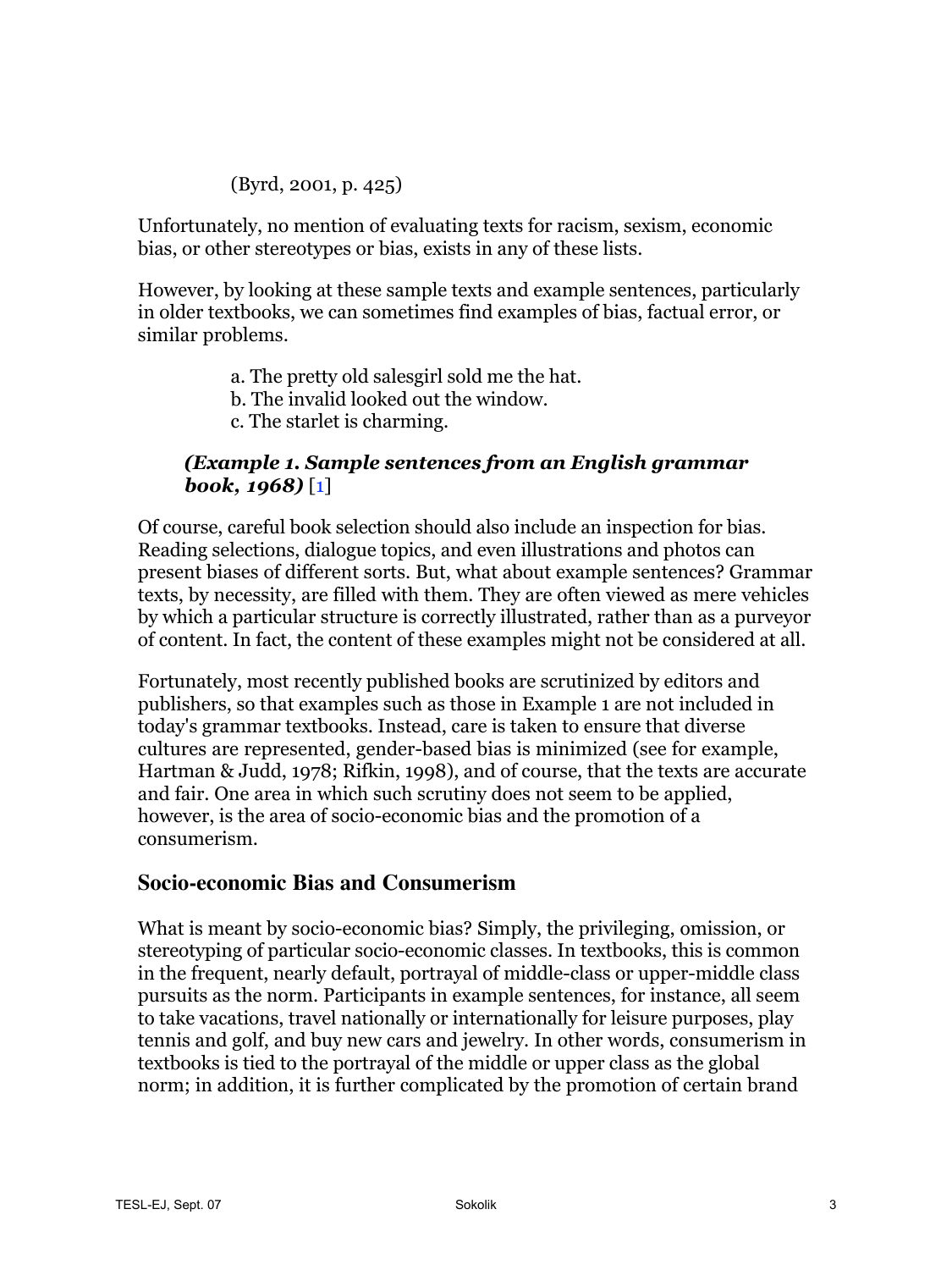(Byrd, 2001, p. 425)

Unfortunately, no mention of evaluating texts for racism, sexism, economic bias, or other stereotypes or bias, exists in any of these lists.

However, by looking at these sample texts and example sentences, particularly in older textbooks, we can sometimes find examples of bias, factual error, or similar problems.

a. The pretty old salesgirl sold me the hat.
b. The invalid looked out the window.
c. The starlet is charming.

***(Example 1. Sample sentences from an English grammar book, 1968)*** [1]

Of course, careful book selection should also include an inspection for bias. Reading selections, dialogue topics, and even illustrations and photos can present biases of different sorts. But, what about example sentences? Grammar texts, by necessity, are filled with them. They are often viewed as mere vehicles by which a particular structure is correctly illustrated, rather than as a purveyor of content. In fact, the content of these examples might not be considered at all.

Fortunately, most recently published books are scrutinized by editors and publishers, so that examples such as those in Example 1 are not included in today's grammar textbooks. Instead, care is taken to ensure that diverse cultures are represented, gender-based bias is minimized (see for example, Hartman & Judd, 1978; Rifkin, 1998), and of course, that the texts are accurate and fair. One area in which such scrutiny does not seem to be applied, however, is the area of socio-economic bias and the promotion of a consumerism.

## Socio-economic Bias and Consumerism

What is meant by socio-economic bias? Simply, the privileging, omission, or stereotyping of particular socio-economic classes. In textbooks, this is common in the frequent, nearly default, portrayal of middle-class or upper-middle class pursuits as the norm. Participants in example sentences, for instance, all seem to take vacations, travel nationally or internationally for leisure purposes, play tennis and golf, and buy new cars and jewelry. In other words, consumerism in textbooks is tied to the portrayal of the middle or upper class as the global norm; in addition, it is further complicated by the promotion of certain brand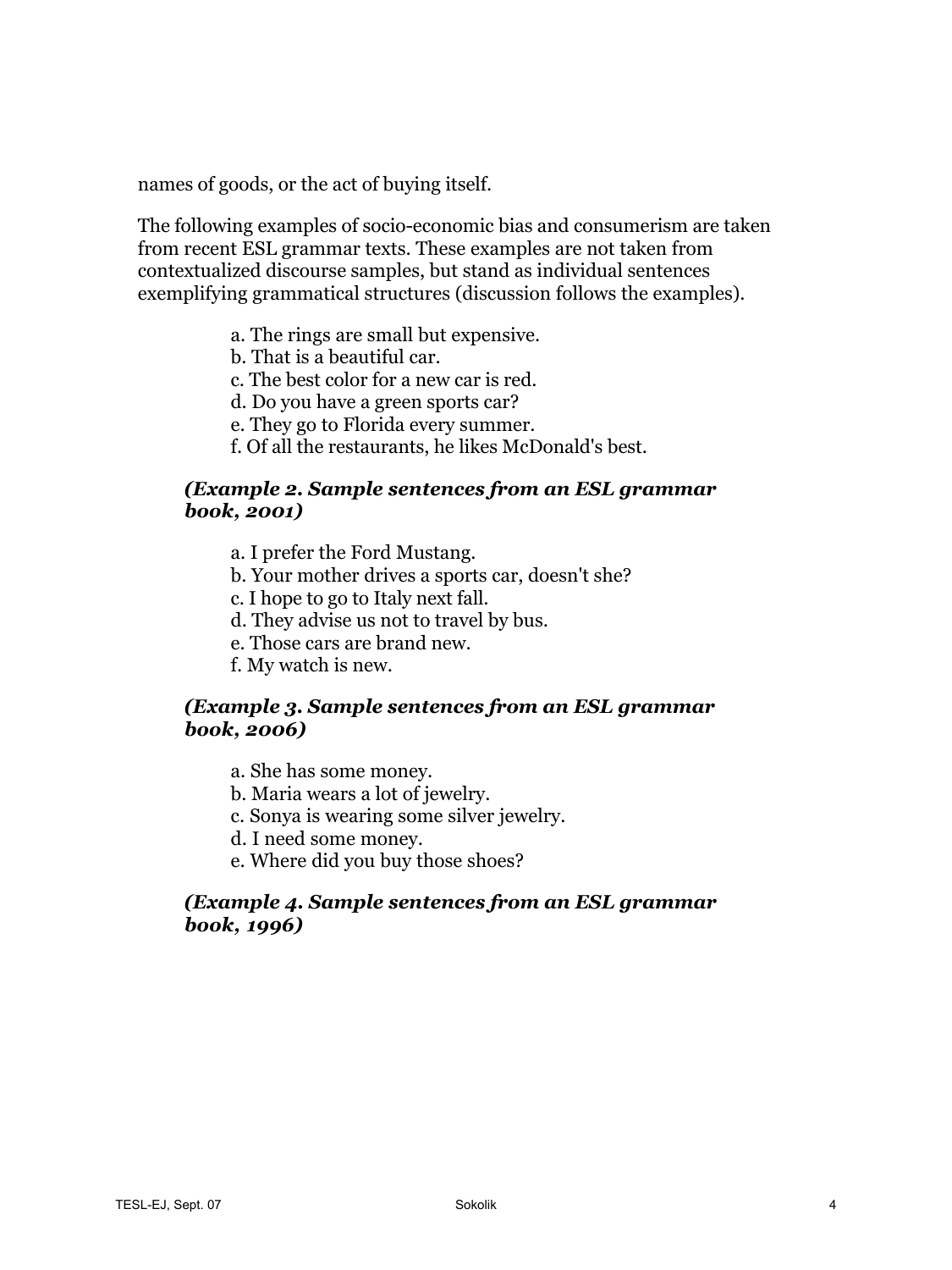names of goods, or the act of buying itself.

The following examples of socio-economic bias and consumerism are taken from recent ESL grammar texts. These examples are not taken from contextualized discourse samples, but stand as individual sentences exemplifying grammatical structures (discussion follows the examples).

> a. The rings are small but expensive.
> b. That is a beautiful car.
> c. The best color for a new car is red.
> d. Do you have a green sports car?
> e. They go to Florida every summer.
> f. Of all the restaurants, he likes McDonald's best.

***(Example 2. Sample sentences from an ESL grammar book, 2001)***

> a. I prefer the Ford Mustang.
> b. Your mother drives a sports car, doesn't she?
> c. I hope to go to Italy next fall.
> d. They advise us not to travel by bus.
> e. Those cars are brand new.
> f. My watch is new.

***(Example 3. Sample sentences from an ESL grammar book, 2006)***

> a. She has some money.
> b. Maria wears a lot of jewelry.
> c. Sonya is wearing some silver jewelry.
> d. I need some money.
> e. Where did you buy those shoes?

***(Example 4. Sample sentences from an ESL grammar book, 1996)***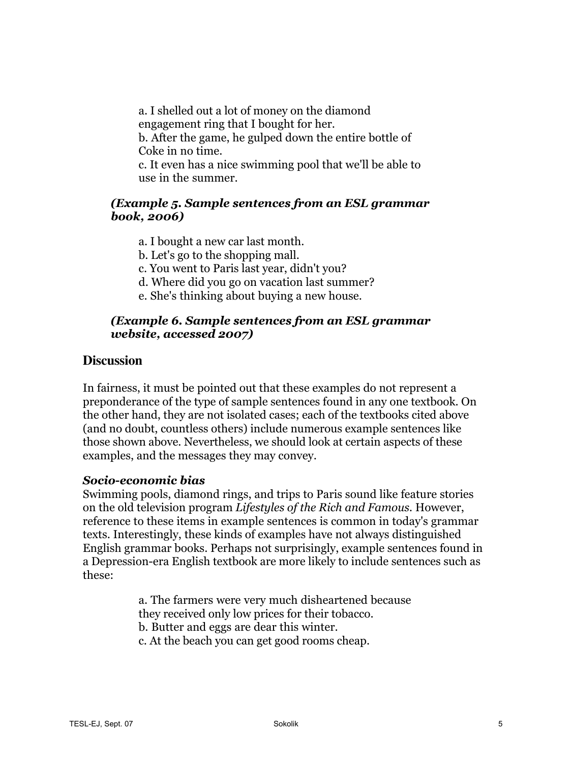a. I shelled out a lot of money on the diamond engagement ring that I bought for her.
b. After the game, he gulped down the entire bottle of Coke in no time.
c. It even has a nice swimming pool that we'll be able to use in the summer.

***(Example 5. Sample sentences from an ESL grammar book, 2006)***

a. I bought a new car last month.
b. Let's go to the shopping mall.
c. You went to Paris last year, didn't you?
d. Where did you go on vacation last summer?
e. She's thinking about buying a new house.

***(Example 6. Sample sentences from an ESL grammar website, accessed 2007)***

## Discussion

In fairness, it must be pointed out that these examples do not represent a preponderance of the type of sample sentences found in any one textbook. On the other hand, they are not isolated cases; each of the textbooks cited above (and no doubt, countless others) include numerous example sentences like those shown above. Nevertheless, we should look at certain aspects of these examples, and the messages they may convey.

***Socio-economic bias***

Swimming pools, diamond rings, and trips to Paris sound like feature stories on the old television program *Lifestyles of the Rich and Famous*. However, reference to these items in example sentences is common in today's grammar texts. Interestingly, these kinds of examples have not always distinguished English grammar books. Perhaps not surprisingly, example sentences found in a Depression-era English textbook are more likely to include sentences such as these:

a. The farmers were very much disheartened because they received only low prices for their tobacco.
b. Butter and eggs are dear this winter.
c. At the beach you can get good rooms cheap.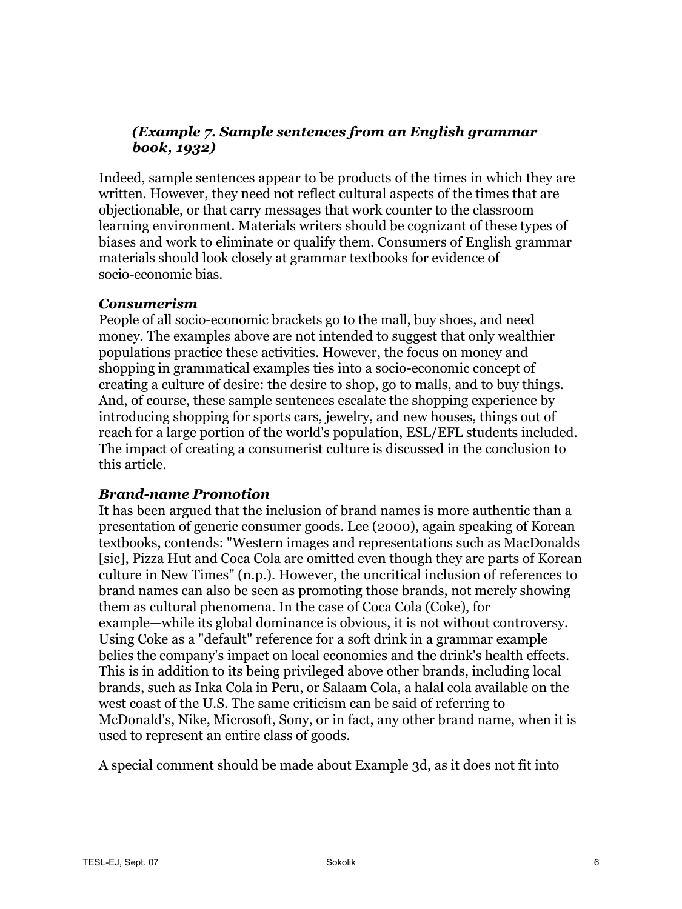***(Example 7. Sample sentences from an English grammar book, 1932)***

Indeed, sample sentences appear to be products of the times in which they are written. However, they need not reflect cultural aspects of the times that are objectionable, or that carry messages that work counter to the classroom learning environment. Materials writers should be cognizant of these types of biases and work to eliminate or qualify them. Consumers of English grammar materials should look closely at grammar textbooks for evidence of socio-economic bias.

***Consumerism***

People of all socio-economic brackets go to the mall, buy shoes, and need money. The examples above are not intended to suggest that only wealthier populations practice these activities. However, the focus on money and shopping in grammatical examples ties into a socio-economic concept of creating a culture of desire: the desire to shop, go to malls, and to buy things. And, of course, these sample sentences escalate the shopping experience by introducing shopping for sports cars, jewelry, and new houses, things out of reach for a large portion of the world's population, ESL/EFL students included. The impact of creating a consumerist culture is discussed in the conclusion to this article.

***Brand-name Promotion***

It has been argued that the inclusion of brand names is more authentic than a presentation of generic consumer goods. Lee (2000), again speaking of Korean textbooks, contends: "Western images and representations such as MacDonalds [sic], Pizza Hut and Coca Cola are omitted even though they are parts of Korean culture in New Times" (n.p.). However, the uncritical inclusion of references to brand names can also be seen as promoting those brands, not merely showing them as cultural phenomena. In the case of Coca Cola (Coke), for example—while its global dominance is obvious, it is not without controversy. Using Coke as a "default" reference for a soft drink in a grammar example belies the company's impact on local economies and the drink's health effects. This is in addition to its being privileged above other brands, including local brands, such as Inka Cola in Peru, or Salaam Cola, a halal cola available on the west coast of the U.S. The same criticism can be said of referring to McDonald's, Nike, Microsoft, Sony, or in fact, any other brand name, when it is used to represent an entire class of goods.

A special comment should be made about Example 3d, as it does not fit into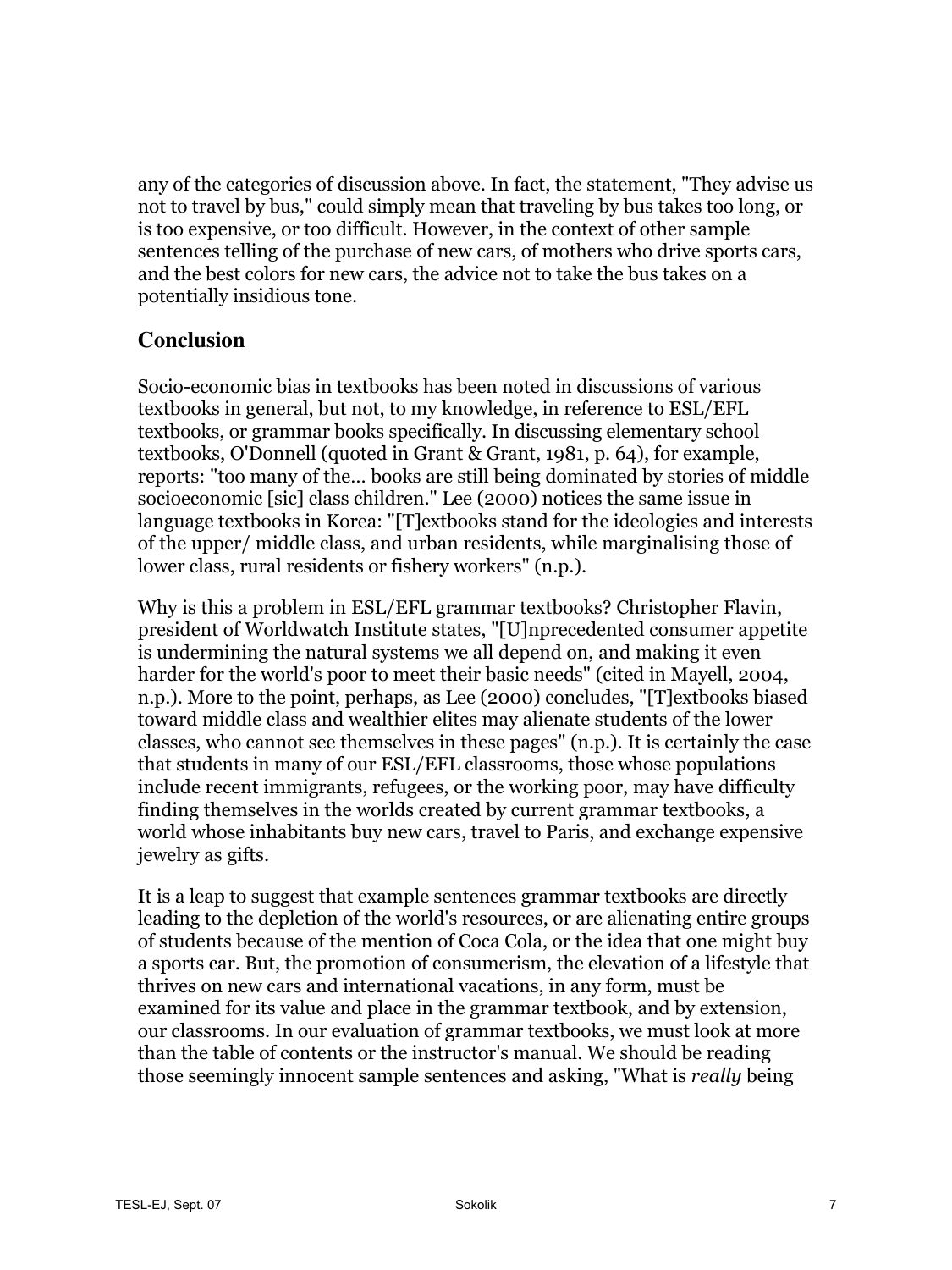any of the categories of discussion above. In fact, the statement, "They advise us not to travel by bus," could simply mean that traveling by bus takes too long, or is too expensive, or too difficult. However, in the context of other sample sentences telling of the purchase of new cars, of mothers who drive sports cars, and the best colors for new cars, the advice not to take the bus takes on a potentially insidious tone.

## Conclusion

Socio-economic bias in textbooks has been noted in discussions of various textbooks in general, but not, to my knowledge, in reference to ESL/EFL textbooks, or grammar books specifically. In discussing elementary school textbooks, O'Donnell (quoted in Grant & Grant, 1981, p. 64), for example, reports: "too many of the... books are still being dominated by stories of middle socioeconomic [sic] class children." Lee (2000) notices the same issue in language textbooks in Korea: "[T]extbooks stand for the ideologies and interests of the upper/ middle class, and urban residents, while marginalising those of lower class, rural residents or fishery workers" (n.p.).

Why is this a problem in ESL/EFL grammar textbooks? Christopher Flavin, president of Worldwatch Institute states, "[U]nprecedented consumer appetite is undermining the natural systems we all depend on, and making it even harder for the world's poor to meet their basic needs" (cited in Mayell, 2004, n.p.). More to the point, perhaps, as Lee (2000) concludes, "[T]extbooks biased toward middle class and wealthier elites may alienate students of the lower classes, who cannot see themselves in these pages" (n.p.). It is certainly the case that students in many of our ESL/EFL classrooms, those whose populations include recent immigrants, refugees, or the working poor, may have difficulty finding themselves in the worlds created by current grammar textbooks, a world whose inhabitants buy new cars, travel to Paris, and exchange expensive jewelry as gifts.

It is a leap to suggest that example sentences grammar textbooks are directly leading to the depletion of the world's resources, or are alienating entire groups of students because of the mention of Coca Cola, or the idea that one might buy a sports car. But, the promotion of consumerism, the elevation of a lifestyle that thrives on new cars and international vacations, in any form, must be examined for its value and place in the grammar textbook, and by extension, our classrooms. In our evaluation of grammar textbooks, we must look at more than the table of contents or the instructor's manual. We should be reading those seemingly innocent sample sentences and asking, "What is *really* being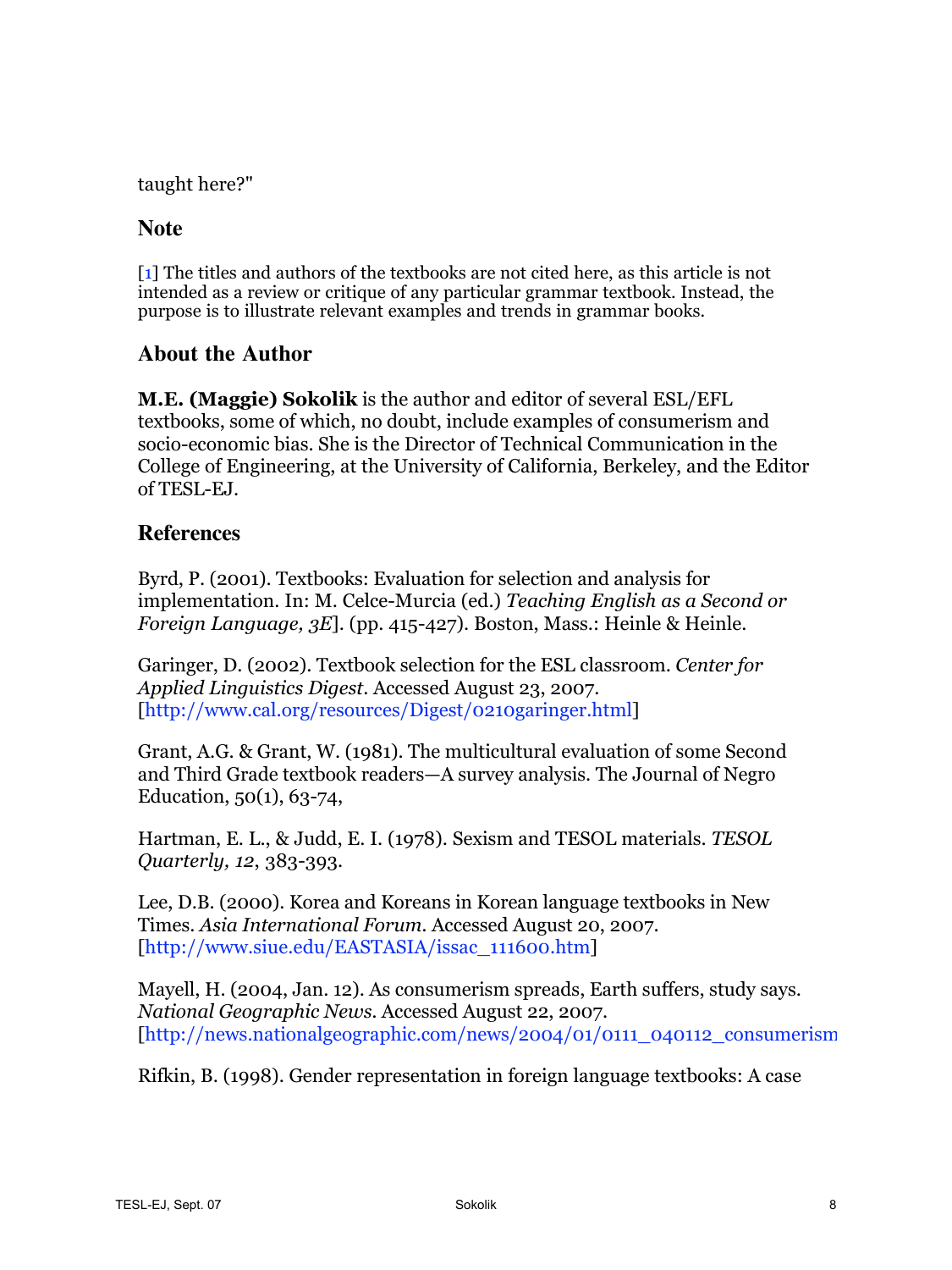taught here?"

## Note

[1] The titles and authors of the textbooks are not cited here, as this article is not intended as a review or critique of any particular grammar textbook. Instead, the purpose is to illustrate relevant examples and trends in grammar books.

## About the Author

**M.E. (Maggie) Sokolik** is the author and editor of several ESL/EFL textbooks, some of which, no doubt, include examples of consumerism and socio-economic bias. She is the Director of Technical Communication in the College of Engineering, at the University of California, Berkeley, and the Editor of TESL-EJ.

## References

Byrd, P. (2001). Textbooks: Evaluation for selection and analysis for implementation. In: M. Celce-Murcia (ed.) *Teaching English as a Second or Foreign Language, 3E*]. (pp. 415-427). Boston, Mass.: Heinle & Heinle.

Garinger, D. (2002). Textbook selection for the ESL classroom. *Center for Applied Linguistics Digest*. Accessed August 23, 2007. [http://www.cal.org/resources/Digest/0210garinger.html]

Grant, A.G. & Grant, W. (1981). The multicultural evaluation of some Second and Third Grade textbook readers—A survey analysis. The Journal of Negro Education, 50(1), 63-74,

Hartman, E. L., & Judd, E. I. (1978). Sexism and TESOL materials. *TESOL Quarterly, 12*, 383-393.

Lee, D.B. (2000). Korea and Koreans in Korean language textbooks in New Times. *Asia International Forum*. Accessed August 20, 2007. [http://www.siue.edu/EASTASIA/issac_111600.htm]

Mayell, H. (2004, Jan. 12). As consumerism spreads, Earth suffers, study says. *National Geographic News*. Accessed August 22, 2007. [http://news.nationalgeographic.com/news/2004/01/0111_040112_consumerism

Rifkin, B. (1998). Gender representation in foreign language textbooks: A case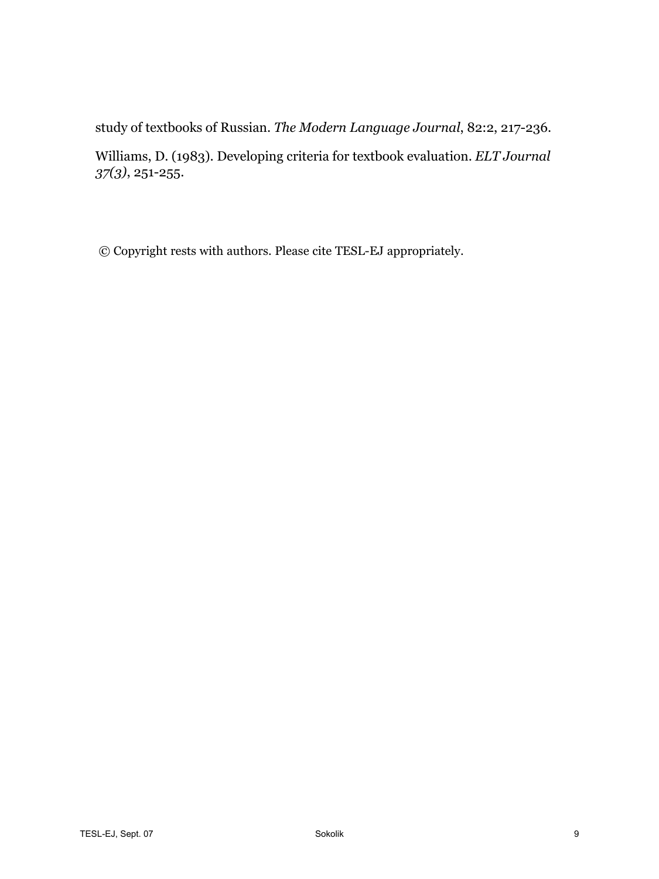study of textbooks of Russian. *The Modern Language Journal*, 82:2, 217-236.

Williams, D. (1983). Developing criteria for textbook evaluation. *ELT Journal 37(3)*, 251-255.

© Copyright rests with authors. Please cite TESL-EJ appropriately.